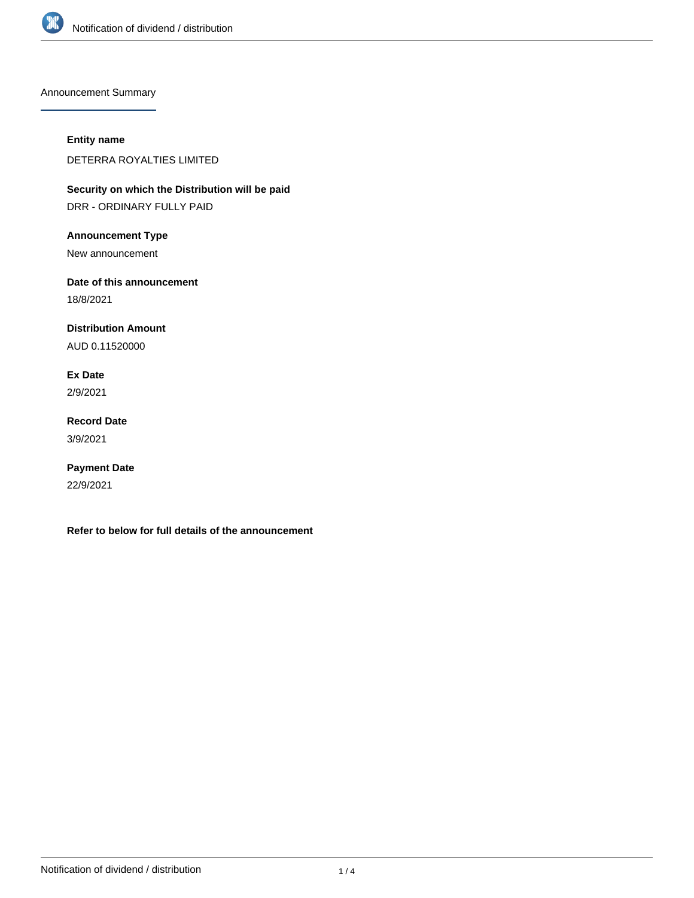## Announcement Summary

**Entity name**

DETERRA ROYALTIES LIMITED

**Security on which the Distribution will be paid**

DRR - ORDINARY FULLY PAID

**Announcement Type**

New announcement

**Date of this announcement**

18/8/2021

**Distribution Amount**

AUD 0.11520000

**Ex Date**

2/9/2021

**Record Date**

3/9/2021

**Payment Date**

22/9/2021

**Refer to below for full details of the announcement**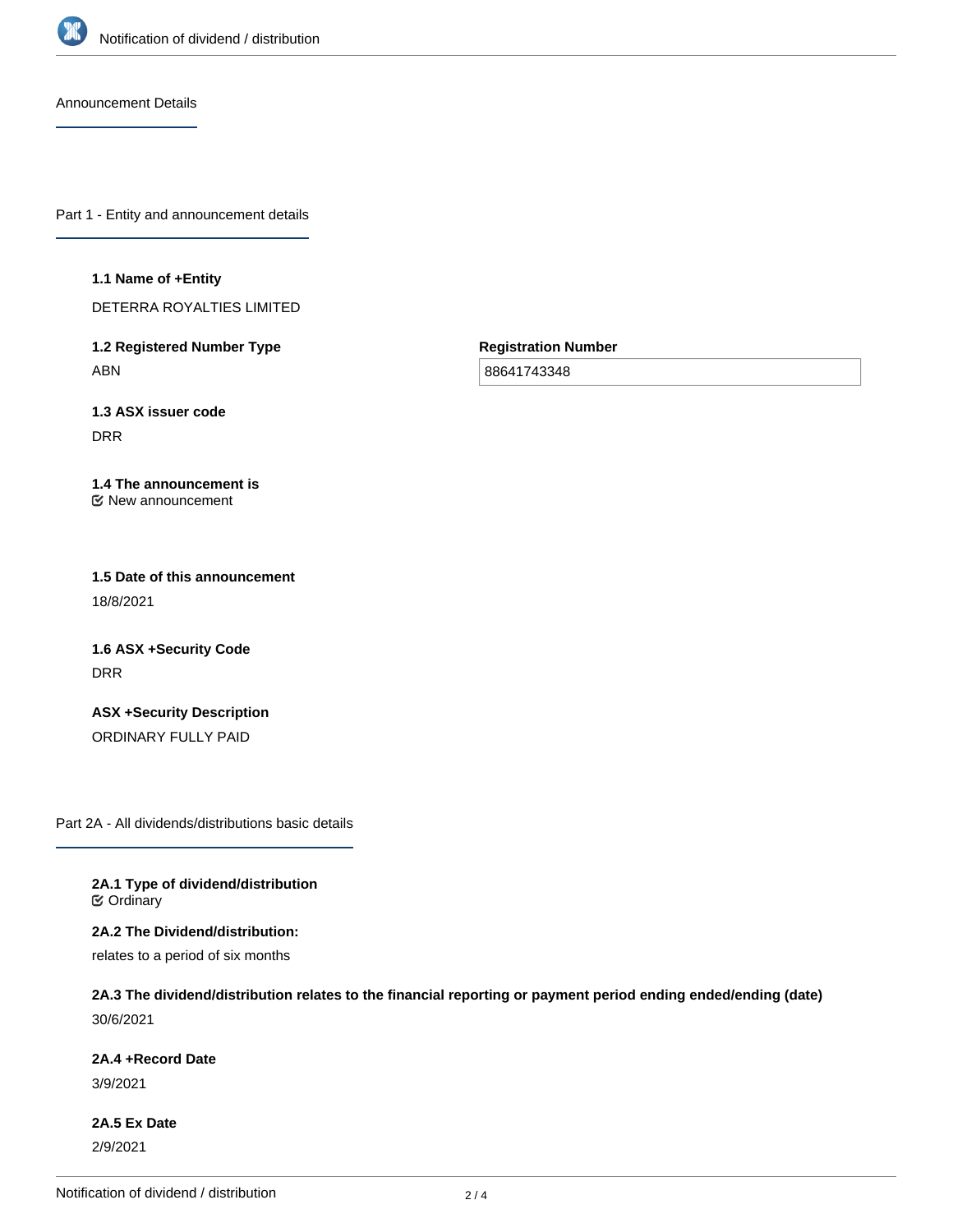## Announcement Details

### Part 1 - Entity and announcement details

**1.1 Name of +Entity**

DETERRA ROYALTIES LIMITED

**1.2 Registered Number Type**

ABN

**Registration Number**

88641743348

**1.3 ASX issuer code**

DRR

**1.4 The announcement is**

New announcement

**1.5 Date of this announcement**

18/8/2021

**1.6 ASX +Security Code**

DRR

**ASX +Security Description**

ORDINARY FULLY PAID

### Part 2A - All dividends/distributions basic details

**2A.1 Type of dividend/distribution**

Ordinary

**2A.2 The Dividend/distribution:**

relates to a period of six months

**2A.3 The dividend/distribution relates to the financial reporting or payment period ending ended/ending (date)**

30/6/2021

**2A.4 +Record Date**

3/9/2021

**2A.5 Ex Date**

2/9/2021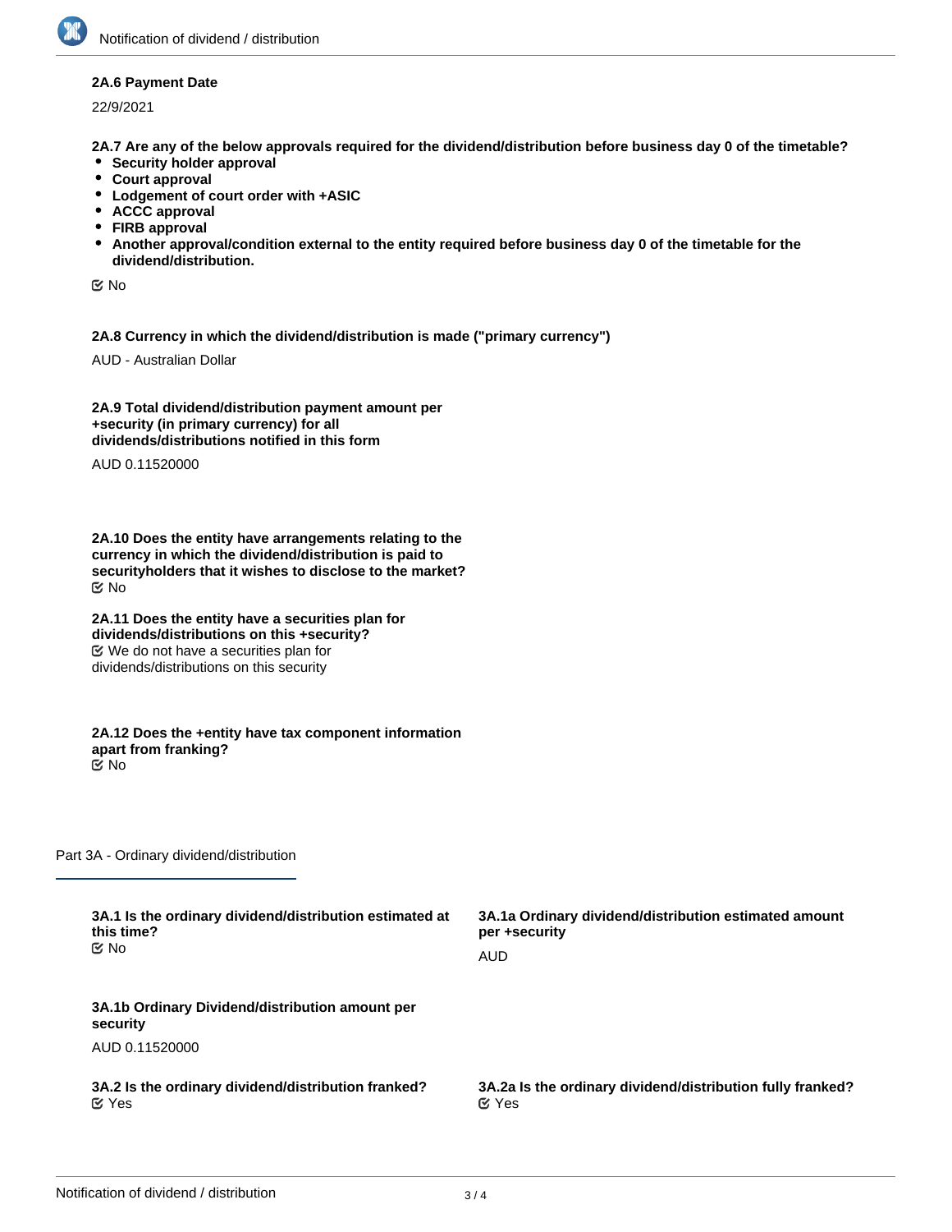**2A.6 Payment Date**

22/9/2021

**2A.7 Are any of the below approvals required for the dividend/distribution before business day 0 of the timetable?**

- **Security holder approval**
- **Court approval**
- **Lodgement of court order with +ASIC**
- **ACCC approval**
- **FIRB approval**
- **Another approval/condition external to the entity required before business day 0 of the timetable for the dividend/distribution.**

No

**2A.8 Currency in which the dividend/distribution is made ("primary currency")**

AUD - Australian Dollar

**2A.9 Total dividend/distribution payment amount per +security (in primary currency) for all dividends/distributions notified in this form**

AUD 0.11520000

**2A.10 Does the entity have arrangements relating to the currency in which the dividend/distribution is paid to securityholders that it wishes to disclose to the market?**

No

**2A.11 Does the entity have a securities plan for dividends/distributions on this +security?**

We do not have a securities plan for dividends/distributions on this security

**2A.12 Does the +entity have tax component information apart from franking?**

No

## Part 3A - Ordinary dividend/distribution

**3A.1 Is the ordinary dividend/distribution estimated at this time?**

No

**3A.1a Ordinary dividend/distribution estimated amount per +security**

AUD

**3A.1b Ordinary Dividend/distribution amount per security**

AUD 0.11520000

**3A.2 Is the ordinary dividend/distribution franked?**

Yes

**3A.2a Is the ordinary dividend/distribution fully franked?**

Yes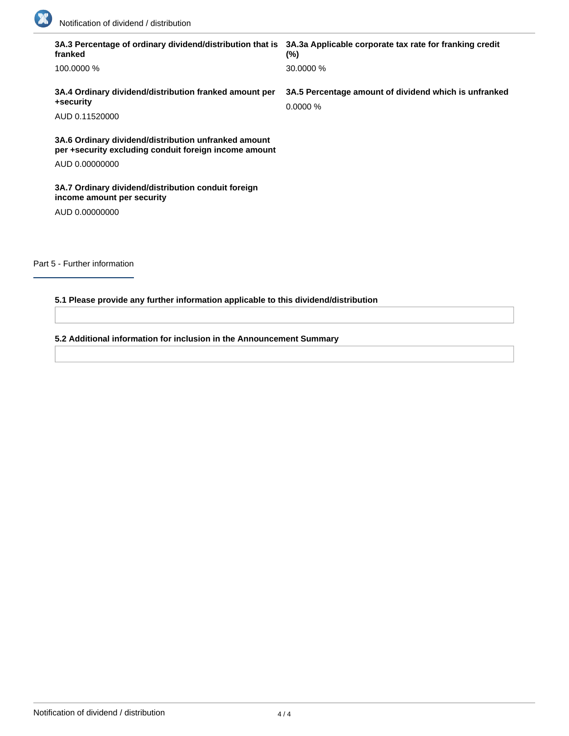**3A.3 Percentage of ordinary dividend/distribution that is franked**

100.0000 %

**3A.3a Applicable corporate tax rate for franking credit (%)**

30.0000 %

**3A.4 Ordinary dividend/distribution franked amount per +security**

AUD 0.11520000

**3A.5 Percentage amount of dividend which is unfranked**

0.0000 %

**3A.6 Ordinary dividend/distribution unfranked amount per +security excluding conduit foreign income amount**

AUD 0.00000000

**3A.7 Ordinary dividend/distribution conduit foreign income amount per security**

AUD 0.00000000

## Part 5 - Further information

**5.1 Please provide any further information applicable to this dividend/distribution**

**5.2 Additional information for inclusion in the Announcement Summary**